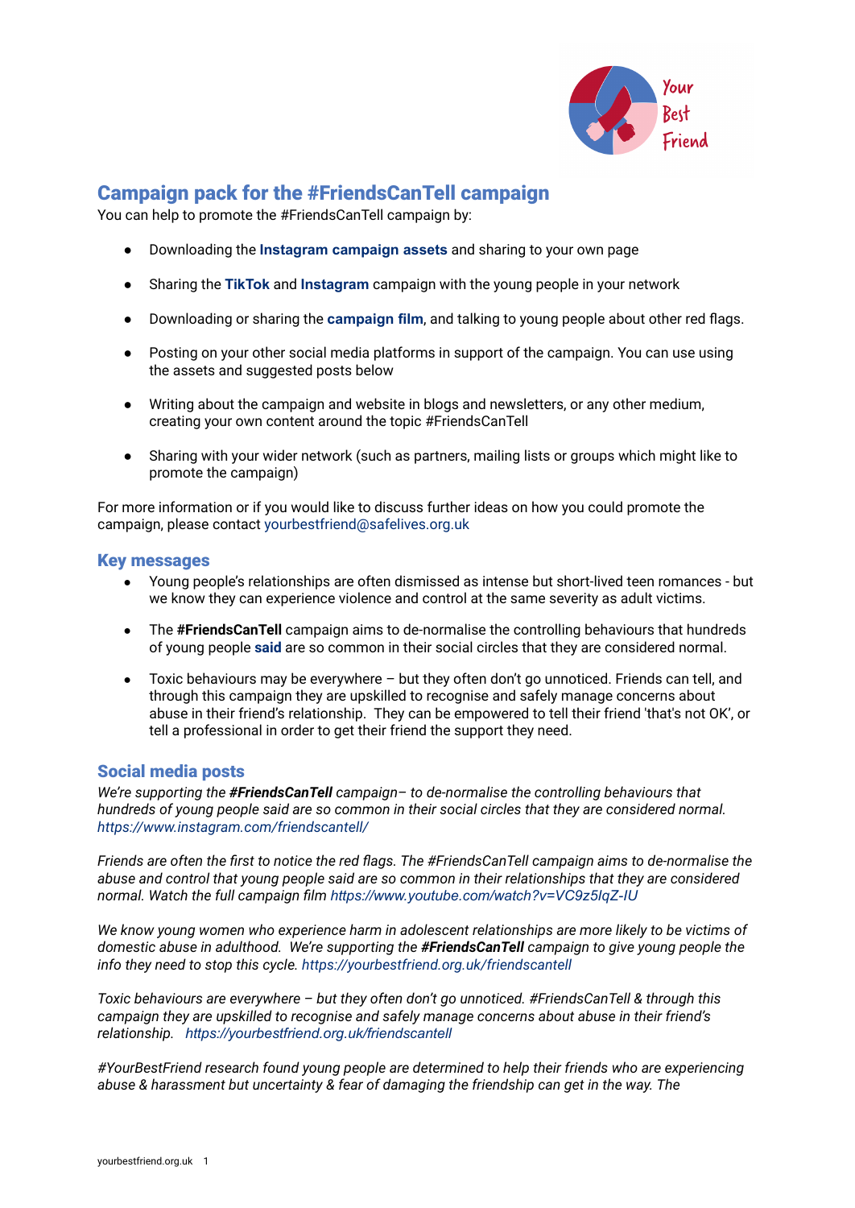## Campaign pack for the #FriendsCanTell campaign

You can help to promote the #FriendsCanTell campaign by:

- Downloading the **Instagram campaign assets** and sharing to your own page
- Sharing the **TikTok** and **Instagram** campaign with the young people in your network
- Downloading or sharing the **campaign film**, and talking to young people about other red flags.
- Posting on your other social media platforms in support of the campaign. You can use using the assets and suggested posts below
- Writing about the campaign and website in blogs and newsletters, or any other medium, creating your own content around the topic #FriendsCanTell
- Sharing with your wider network (such as partners, mailing lists or groups which might like to promote the campaign)

For more information or if you would like to discuss further ideas on how you could promote the campaign, please contact yourbestfriend@safelives.org.uk

### Key messages

- Young people's relationships are often dismissed as intense but short-lived teen romances - but we know they can experience violence and control at the same severity as adult victims.
- The **#FriendsCanTell** campaign aims to de-normalise the controlling behaviours that hundreds of young people **said** are so common in their social circles that they are considered normal.
- Toxic behaviours may be everywhere – but they often don't go unnoticed. Friends can tell, and through this campaign they are upskilled to recognise and safely manage concerns about abuse in their friend's relationship. They can be empowered to tell their friend 'that's not OK', or tell a professional in order to get their friend the support they need.

### Social media posts

*We're supporting the **#FriendsCanTell** campaign– to de-normalise the controlling behaviours that hundreds of young people said are so common in their social circles that they are considered normal. https://www.instagram.com/friendscantell/*

*Friends are often the first to notice the red flags. The #FriendsCanTell campaign aims to de-normalise the abuse and control that young people said are so common in their relationships that they are considered normal. Watch the full campaign film https://www.youtube.com/watch?v=VC9z5lqZ-IU*

*We know young women who experience harm in adolescent relationships are more likely to be victims of domestic abuse in adulthood. We're supporting the **#FriendsCanTell** campaign to give young people the info they need to stop this cycle. https://yourbestfriend.org.uk/friendscantell*

*Toxic behaviours are everywhere – but they often don't go unnoticed. #FriendsCanTell & through this campaign they are upskilled to recognise and safely manage concerns about abuse in their friend's relationship. https://yourbestfriend.org.uk/friendscantell*

*#YourBestFriend research found young people are determined to help their friends who are experiencing abuse & harassment but uncertainty & fear of damaging the friendship can get in the way. The*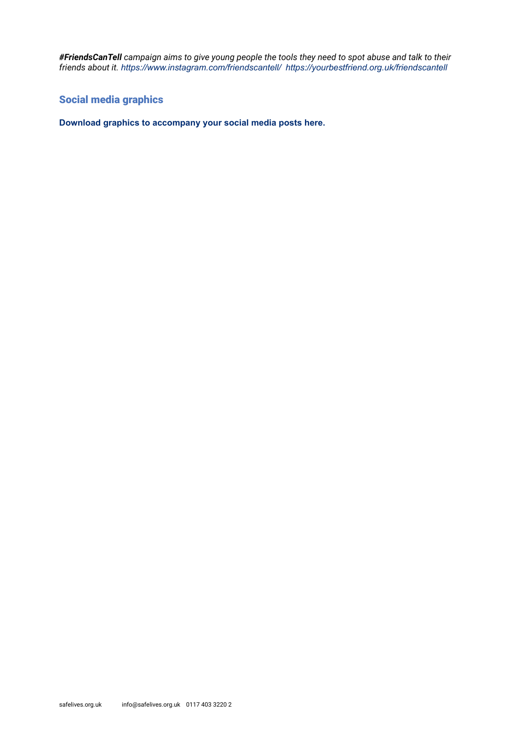***#FriendsCanTell** campaign aims to give young people the tools they need to spot abuse and talk to their friends about it. https://www.instagram.com/friendscantell/ https://yourbestfriend.org.uk/friendscantell*

## Social media graphics

**Download graphics to accompany your social media posts here.**